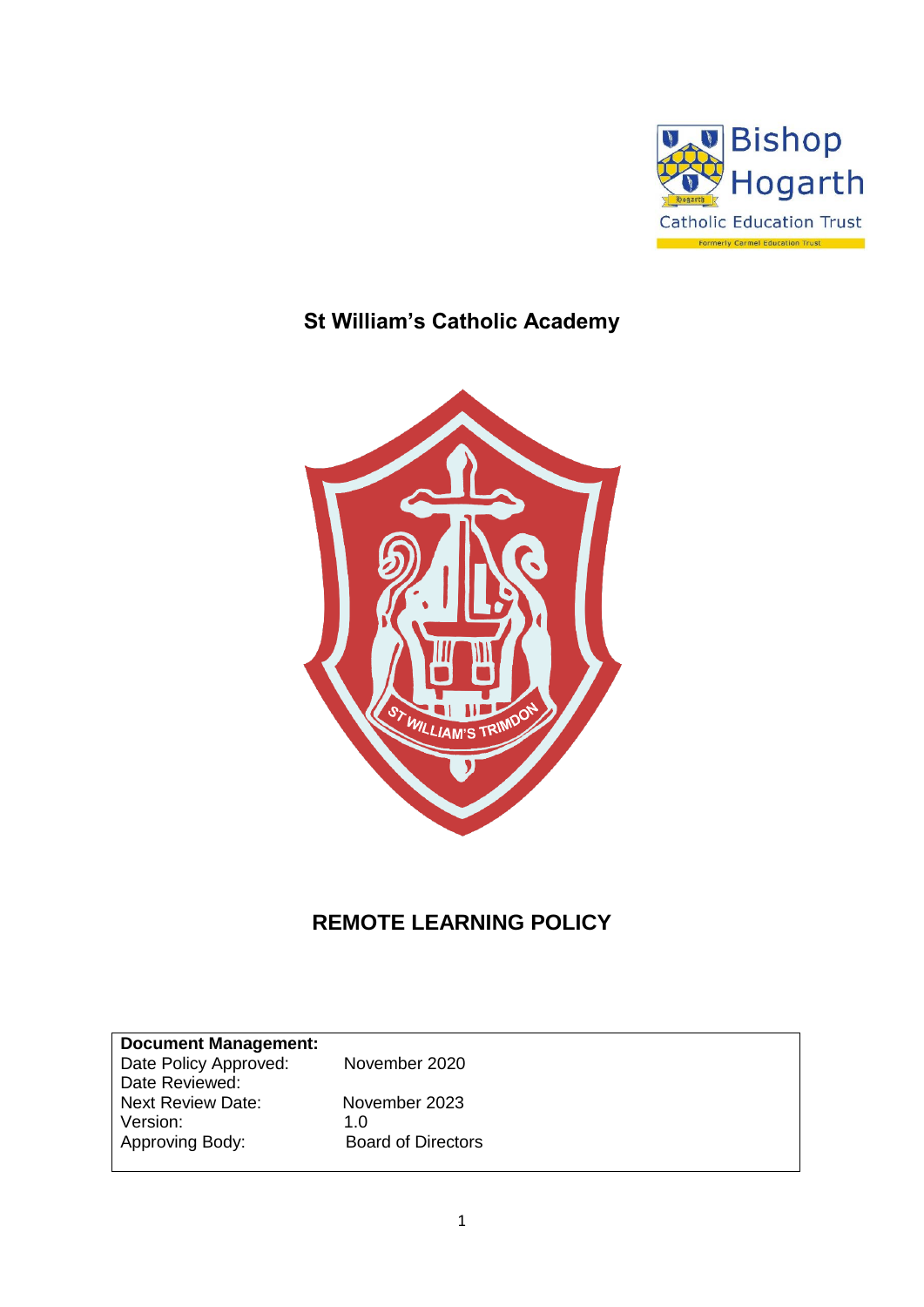# St William's Catholic Academy

# REMOTE LEARNING POLICY

| **Document Management:** | |
|---|---|
| Date Policy Approved: | November 2020 |
| Date Reviewed: | |
| Next Review Date: | November 2023 |
| Version: | 1.0 |
| Approving Body: | Board of Directors |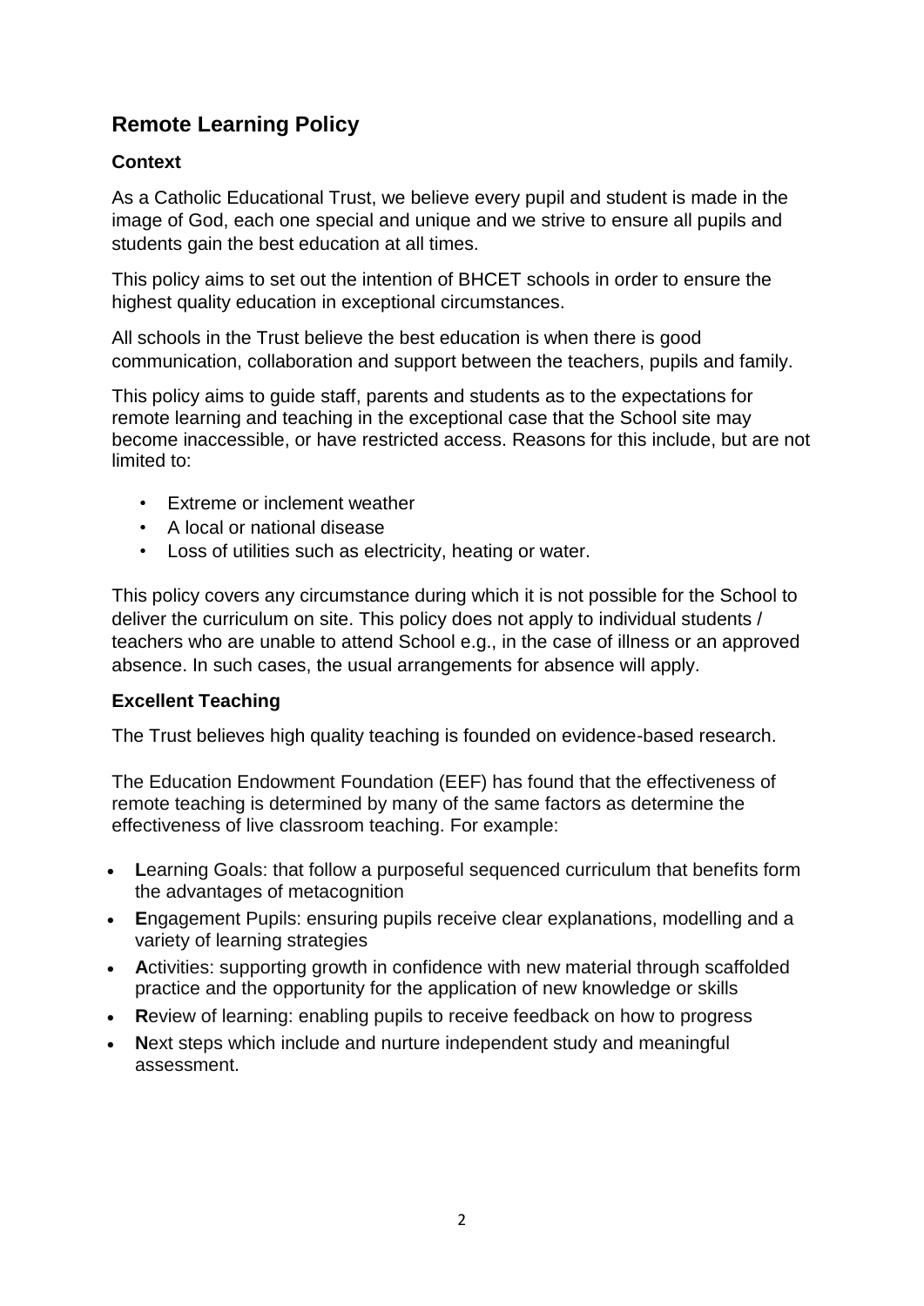## Remote Learning Policy

### Context

As a Catholic Educational Trust, we believe every pupil and student is made in the image of God, each one special and unique and we strive to ensure all pupils and students gain the best education at all times.

This policy aims to set out the intention of BHCET schools in order to ensure the highest quality education in exceptional circumstances.

All schools in the Trust believe the best education is when there is good communication, collaboration and support between the teachers, pupils and family.

This policy aims to guide staff, parents and students as to the expectations for remote learning and teaching in the exceptional case that the School site may become inaccessible, or have restricted access. Reasons for this include, but are not limited to:

- Extreme or inclement weather
- A local or national disease
- Loss of utilities such as electricity, heating or water.

This policy covers any circumstance during which it is not possible for the School to deliver the curriculum on site. This policy does not apply to individual students / teachers who are unable to attend School e.g., in the case of illness or an approved absence. In such cases, the usual arrangements for absence will apply.

### Excellent Teaching

The Trust believes high quality teaching is founded on evidence-based research.

The Education Endowment Foundation (EEF) has found that the effectiveness of remote teaching is determined by many of the same factors as determine the effectiveness of live classroom teaching. For example:

- **L**earning Goals: that follow a purposeful sequenced curriculum that benefits form the advantages of metacognition
- **E**ngagement Pupils: ensuring pupils receive clear explanations, modelling and a variety of learning strategies
- **A**ctivities: supporting growth in confidence with new material through scaffolded practice and the opportunity for the application of new knowledge or skills
- **R**eview of learning: enabling pupils to receive feedback on how to progress
- **N**ext steps which include and nurture independent study and meaningful assessment.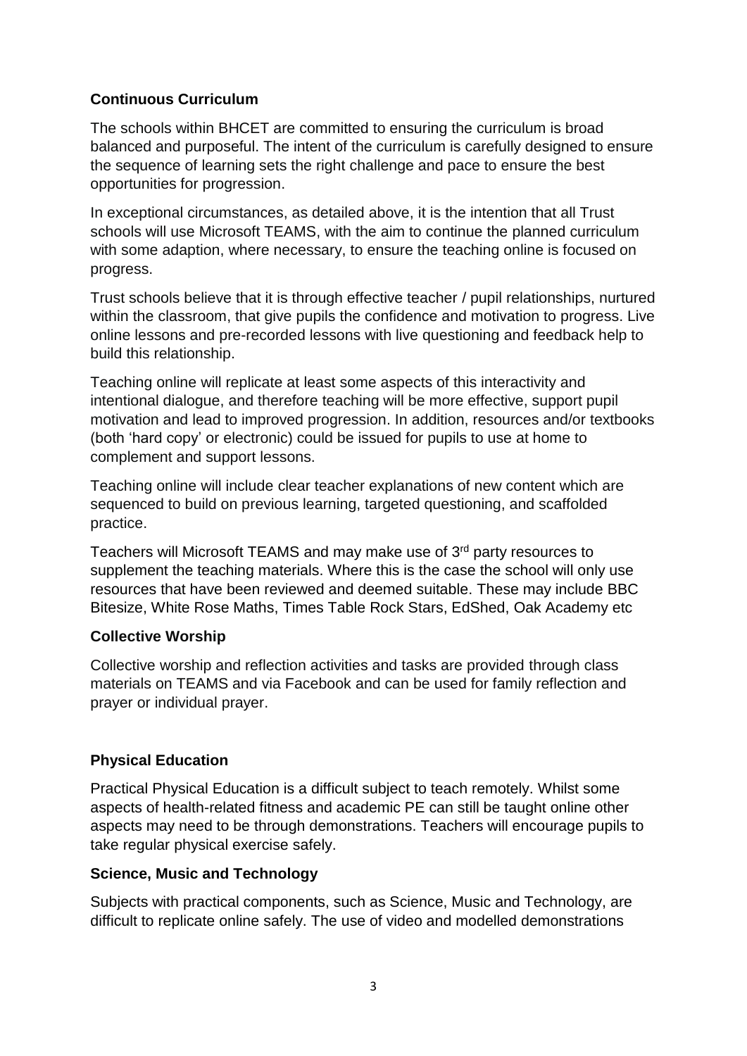**Continuous Curriculum**

The schools within BHCET are committed to ensuring the curriculum is broad balanced and purposeful. The intent of the curriculum is carefully designed to ensure the sequence of learning sets the right challenge and pace to ensure the best opportunities for progression.

In exceptional circumstances, as detailed above, it is the intention that all Trust schools will use Microsoft TEAMS, with the aim to continue the planned curriculum with some adaption, where necessary, to ensure the teaching online is focused on progress.

Trust schools believe that it is through effective teacher / pupil relationships, nurtured within the classroom, that give pupils the confidence and motivation to progress. Live online lessons and pre-recorded lessons with live questioning and feedback help to build this relationship.

Teaching online will replicate at least some aspects of this interactivity and intentional dialogue, and therefore teaching will be more effective, support pupil motivation and lead to improved progression. In addition, resources and/or textbooks (both 'hard copy' or electronic) could be issued for pupils to use at home to complement and support lessons.

Teaching online will include clear teacher explanations of new content which are sequenced to build on previous learning, targeted questioning, and scaffolded practice.

Teachers will Microsoft TEAMS and may make use of 3rd party resources to supplement the teaching materials. Where this is the case the school will only use resources that have been reviewed and deemed suitable. These may include BBC Bitesize, White Rose Maths, Times Table Rock Stars, EdShed, Oak Academy etc

**Collective Worship**

Collective worship and reflection activities and tasks are provided through class materials on TEAMS and via Facebook and can be used for family reflection and prayer or individual prayer.

**Physical Education**

Practical Physical Education is a difficult subject to teach remotely. Whilst some aspects of health-related fitness and academic PE can still be taught online other aspects may need to be through demonstrations. Teachers will encourage pupils to take regular physical exercise safely.

**Science, Music and Technology**

Subjects with practical components, such as Science, Music and Technology, are difficult to replicate online safely. The use of video and modelled demonstrations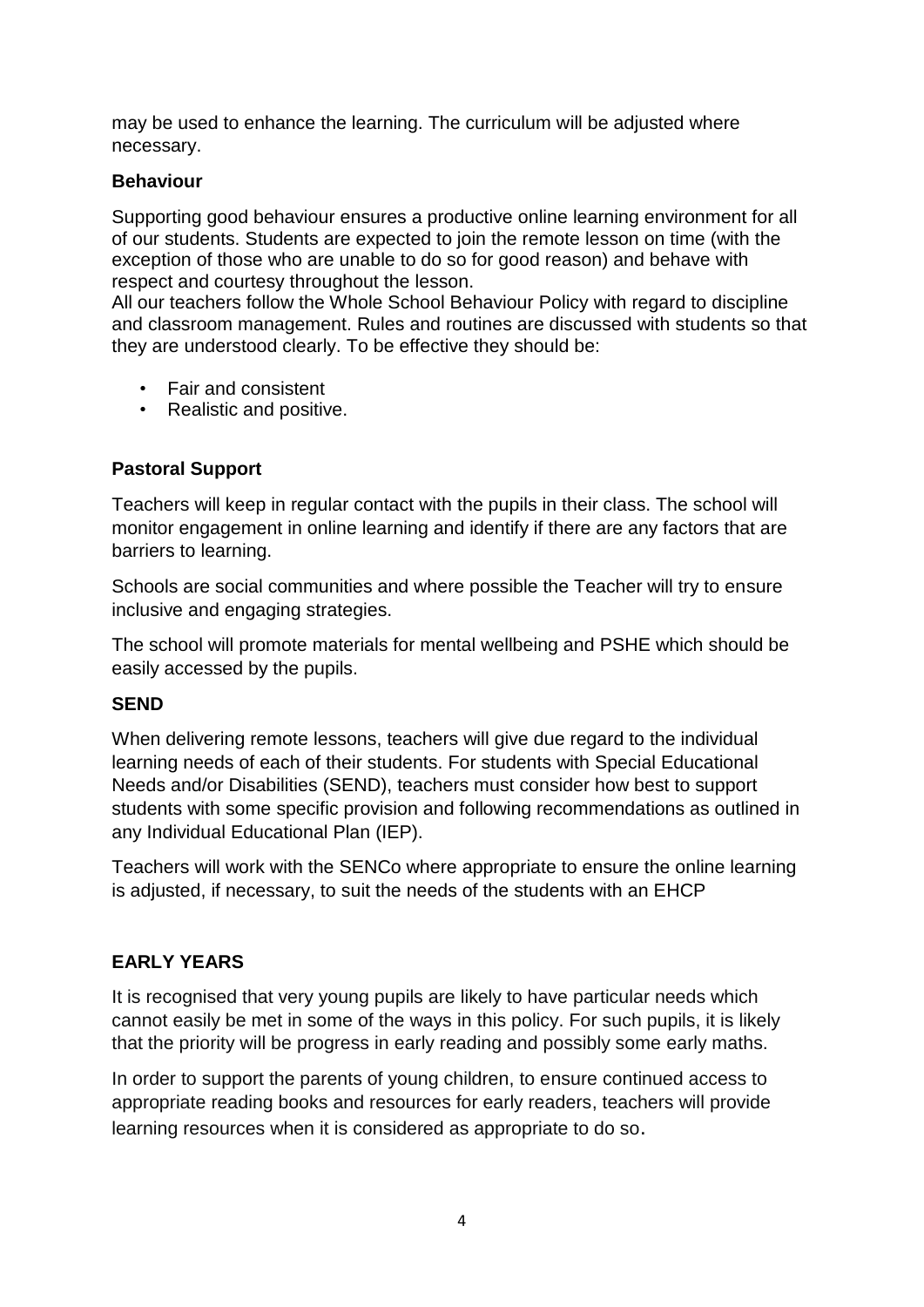may be used to enhance the learning. The curriculum will be adjusted where necessary.

**Behaviour**

Supporting good behaviour ensures a productive online learning environment for all of our students. Students are expected to join the remote lesson on time (with the exception of those who are unable to do so for good reason) and behave with respect and courtesy throughout the lesson.
All our teachers follow the Whole School Behaviour Policy with regard to discipline and classroom management. Rules and routines are discussed with students so that they are understood clearly. To be effective they should be:

- Fair and consistent
- Realistic and positive.

**Pastoral Support**

Teachers will keep in regular contact with the pupils in their class. The school will monitor engagement in online learning and identify if there are any factors that are barriers to learning.

Schools are social communities and where possible the Teacher will try to ensure inclusive and engaging strategies.

The school will promote materials for mental wellbeing and PSHE which should be easily accessed by the pupils.

**SEND**

When delivering remote lessons, teachers will give due regard to the individual learning needs of each of their students. For students with Special Educational Needs and/or Disabilities (SEND), teachers must consider how best to support students with some specific provision and following recommendations as outlined in any Individual Educational Plan (IEP).

Teachers will work with the SENCo where appropriate to ensure the online learning is adjusted, if necessary, to suit the needs of the students with an EHCP

**EARLY YEARS**

It is recognised that very young pupils are likely to have particular needs which cannot easily be met in some of the ways in this policy. For such pupils, it is likely that the priority will be progress in early reading and possibly some early maths.

In order to support the parents of young children, to ensure continued access to appropriate reading books and resources for early readers, teachers will provide learning resources when it is considered as appropriate to do so.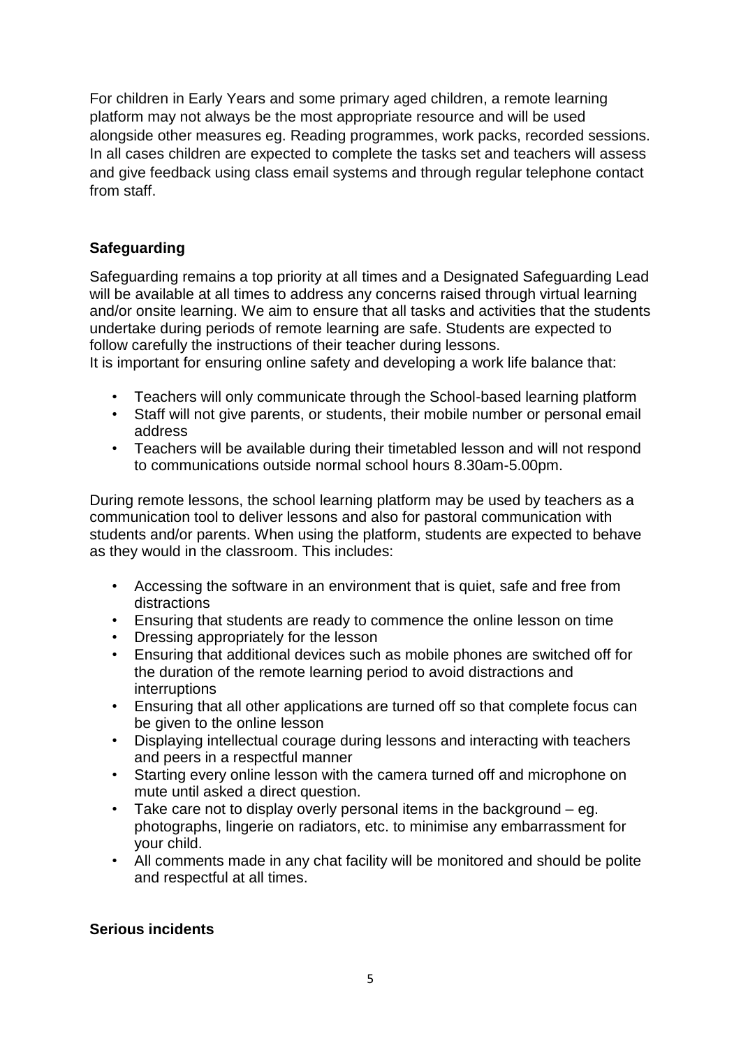For children in Early Years and some primary aged children, a remote learning platform may not always be the most appropriate resource and will be used alongside other measures eg. Reading programmes, work packs, recorded sessions. In all cases children are expected to complete the tasks set and teachers will assess and give feedback using class email systems and through regular telephone contact from staff.

## Safeguarding

Safeguarding remains a top priority at all times and a Designated Safeguarding Lead will be available at all times to address any concerns raised through virtual learning and/or onsite learning. We aim to ensure that all tasks and activities that the students undertake during periods of remote learning are safe. Students are expected to follow carefully the instructions of their teacher during lessons.
It is important for ensuring online safety and developing a work life balance that:

- Teachers will only communicate through the School-based learning platform
- Staff will not give parents, or students, their mobile number or personal email address
- Teachers will be available during their timetabled lesson and will not respond to communications outside normal school hours 8.30am-5.00pm.

During remote lessons, the school learning platform may be used by teachers as a communication tool to deliver lessons and also for pastoral communication with students and/or parents. When using the platform, students are expected to behave as they would in the classroom. This includes:

- Accessing the software in an environment that is quiet, safe and free from distractions
- Ensuring that students are ready to commence the online lesson on time
- Dressing appropriately for the lesson
- Ensuring that additional devices such as mobile phones are switched off for the duration of the remote learning period to avoid distractions and interruptions
- Ensuring that all other applications are turned off so that complete focus can be given to the online lesson
- Displaying intellectual courage during lessons and interacting with teachers and peers in a respectful manner
- Starting every online lesson with the camera turned off and microphone on mute until asked a direct question.
- Take care not to display overly personal items in the background – eg. photographs, lingerie on radiators, etc. to minimise any embarrassment for your child.
- All comments made in any chat facility will be monitored and should be polite and respectful at all times.

## Serious incidents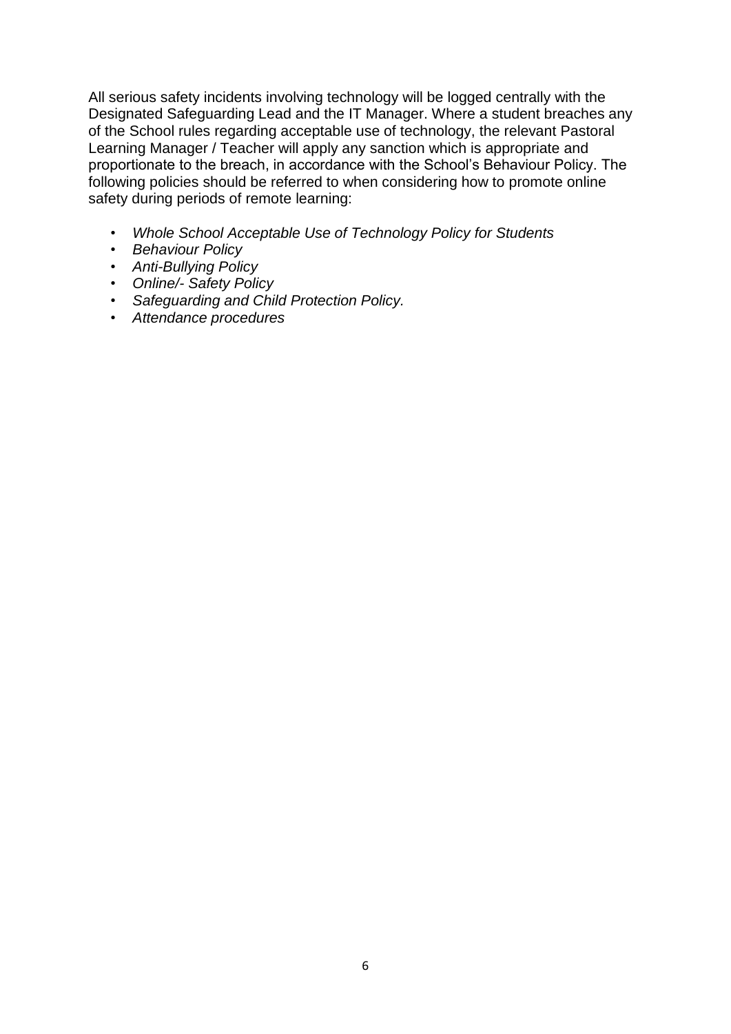All serious safety incidents involving technology will be logged centrally with the Designated Safeguarding Lead and the IT Manager. Where a student breaches any of the School rules regarding acceptable use of technology, the relevant Pastoral Learning Manager / Teacher will apply any sanction which is appropriate and proportionate to the breach, in accordance with the School's Behaviour Policy. The following policies should be referred to when considering how to promote online safety during periods of remote learning:

- *Whole School Acceptable Use of Technology Policy for Students*
- *Behaviour Policy*
- *Anti-Bullying Policy*
- *Online/- Safety Policy*
- *Safeguarding and Child Protection Policy.*
- *Attendance procedures*